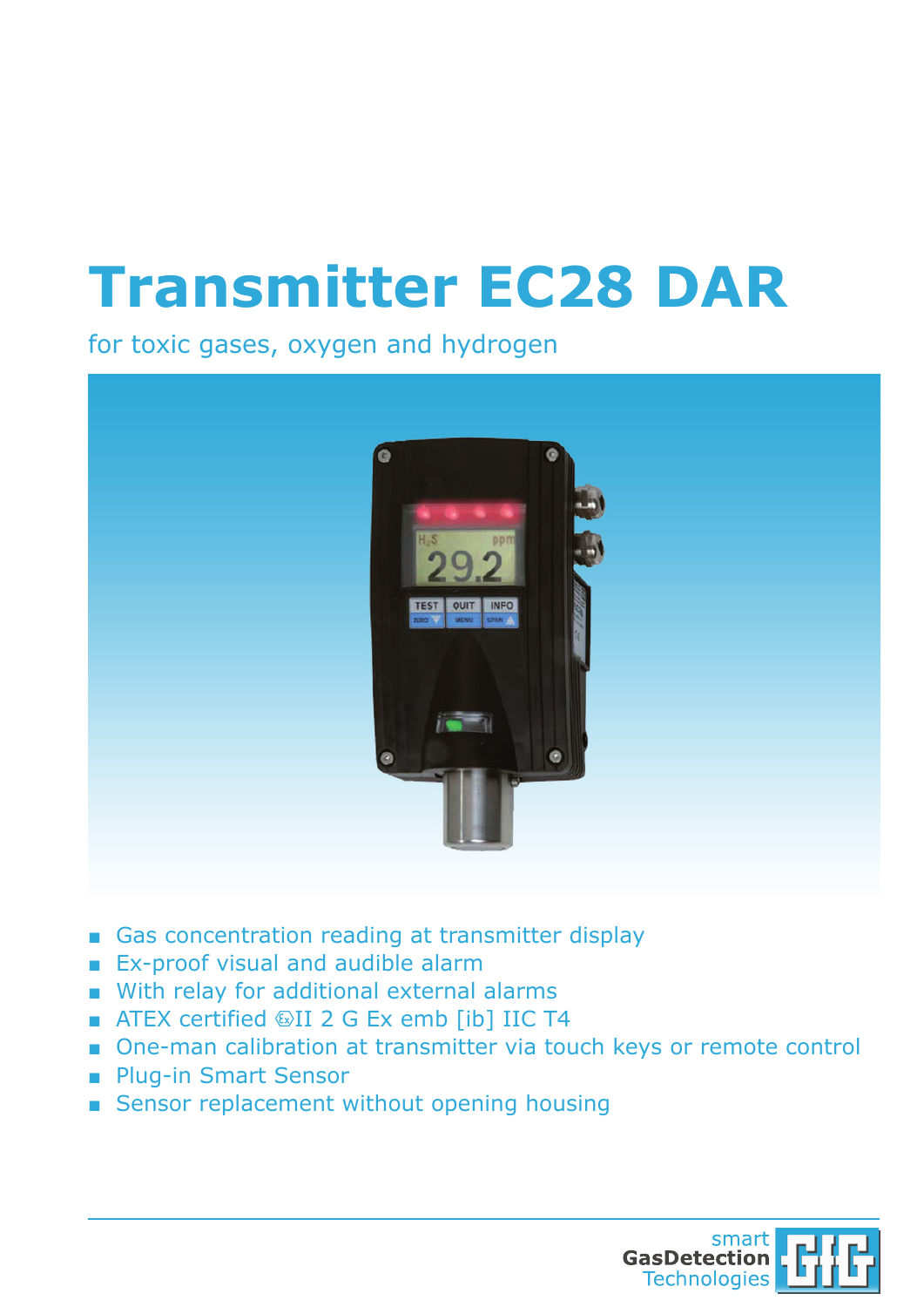# Transmitter EC28 DAR

for toxic gases, oxygen and hydrogen

- Gas concentration reading at transmitter display
- Ex-proof visual and audible alarm
- With relay for additional external alarms
- ATEX certified Ⓔx II 2 G Ex emb [ib] IIC T4
- One-man calibration at transmitter via touch keys or remote control
- Plug-in Smart Sensor
- Sensor replacement without opening housing

smart GasDetection Technologies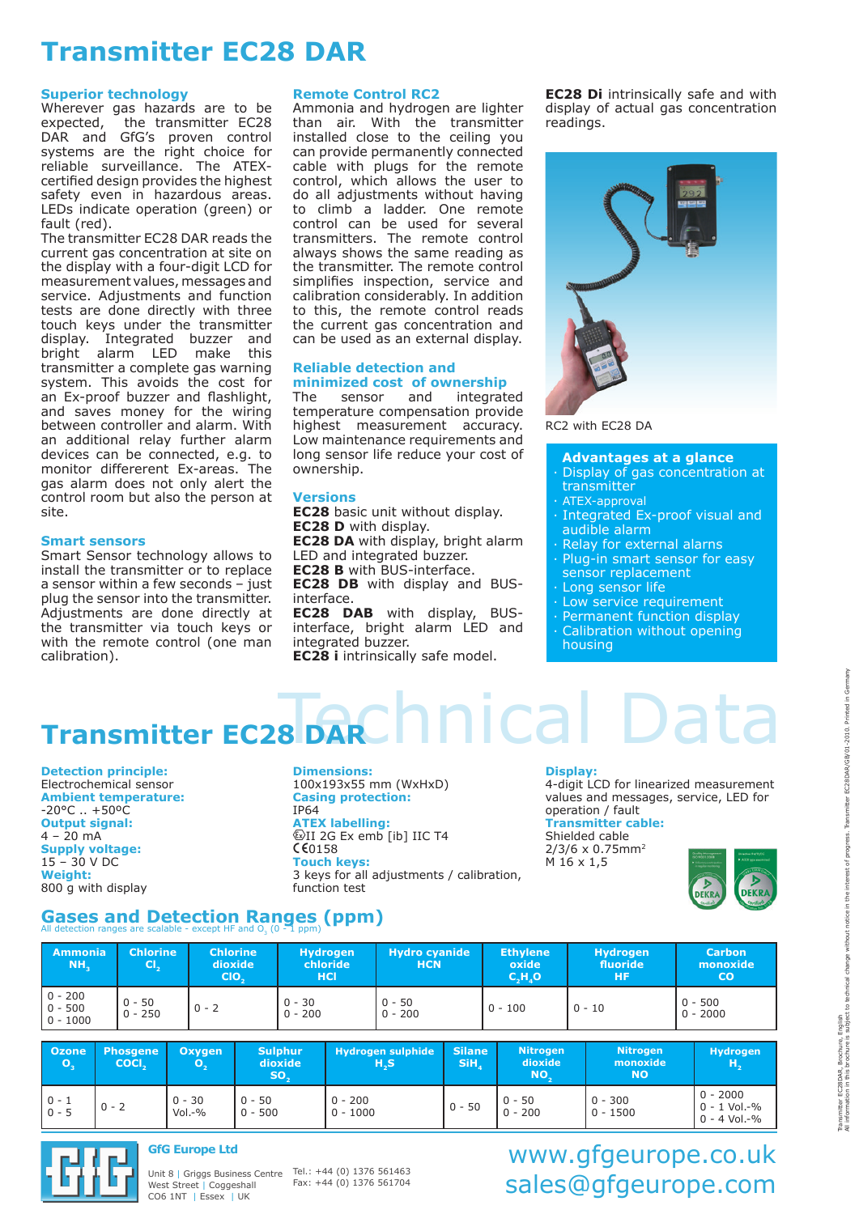# Transmitter EC28 DAR

## Superior technology

Wherever gas hazards are to be expected, the transmitter EC28 DAR and GfG's proven control systems are the right choice for reliable surveillance. The ATEX-certified design provides the highest safety even in hazardous areas. LEDs indicate operation (green) or fault (red).

The transmitter EC28 DAR reads the current gas concentration at site on the display with a four-digit LCD for measurement values, messages and service. Adjustments and function tests are done directly with three touch keys under the transmitter display. Integrated buzzer and bright alarm LED make this transmitter a complete gas warning system. This avoids the cost for an Ex-proof buzzer and flashlight, and saves money for the wiring between controller and alarm. With an additional relay further alarm devices can be connected, e.g. to monitor differerent Ex-areas. The gas alarm does not only alert the control room but also the person at site.

## Smart sensors

Smart Sensor technology allows to install the transmitter or to replace a sensor within a few seconds – just plug the sensor into the transmitter. Adjustments are done directly at the transmitter via touch keys or with the remote control (one man calibration).

## Remote Control RC2

Ammonia and hydrogen are lighter than air. With the transmitter installed close to the ceiling you can provide permanently connected cable with plugs for the remote control, which allows the user to do all adjustments without having to climb a ladder. One remote control can be used for several transmitters. The remote control always shows the same reading as the transmitter. The remote control simplifies inspection, service and calibration considerably. In addition to this, the remote control reads the current gas concentration and can be used as an external display.

## Reliable detection and minimized cost of ownership

The sensor and integrated temperature compensation provide highest measurement accuracy. Low maintenance requirements and long sensor life reduce your cost of ownership.

## Versions

**EC28** basic unit without display.
**EC28 D** with display.
**EC28 DA** with display, bright alarm LED and integrated buzzer.
**EC28 B** with BUS-interface.
**EC28 DB** with display and BUS-interface.
**EC28 DAB** with display, BUS-interface, bright alarm LED and integrated buzzer.
**EC28 i** intrinsically safe model.
**EC28 Di** intrinsically safe and with display of actual gas concentration readings.

RC2 with EC28 DA

### Advantages at a glance

- Display of gas concentration at transmitter
- ATEX-approval
- Integrated Ex-proof visual and audible alarm
- Relay for external alarns
- Plug-in smart sensor for easy sensor replacement
- Long sensor life
- Low service requirement
- Permanent function display
- Calibration without opening housing

# Transmitter EC28 DAR Technical Data

**Detection principle:**
Electrochemical sensor
**Ambient temperature:**
-20°C .. +50°C
**Output signal:**
4 – 20 mA
**Supply voltage:**
15 – 30 V DC
**Weight:**
800 g with display

**Dimensions:**
100x193x55 mm (WxHxD)
**Casing protection:**
IP64
**ATEX labelling:**
Ex II 2G Ex emb [ib] IIC T4
CE0158
**Touch keys:**
3 keys for all adjustments / calibration, function test

**Display:**
4-digit LCD for linearized measurement values and messages, service, LED for operation / fault
**Transmitter cable:**
Shielded cable
2/3/6 x 0.75mm²
M 16 x 1,5

## Gases and Detection Ranges (ppm)

All detection ranges are scalable - except HF and $O_3$ (0 - 1 ppm)

| Ammonia $NH_3$ | Chlorine $Cl_2$ | Chlorine dioxide $ClO_2$ | Hydrogen chloride HCl | Hydro cyanide HCN | Ethylene oxide $C_2H_4O$ | Hydrogen fluoride HF | Carbon monoxide CO |
|---|---|---|---|---|---|---|---|
| 0 - 200<br>0 - 500<br>0 - 1000 | 0 - 50<br>0 - 250 | 0 - 2 | 0 - 30<br>0 - 200 | 0 - 50<br>0 - 200 | 0 - 100 | 0 - 10 | 0 - 500<br>0 - 2000 |

| Ozone $O_3$ | Phosgene $COCl_2$ | Oxygen $O_2$ | Sulphur dioxide $SO_2$ | Hydrogen sulphide $H_2S$ | Silane $SiH_4$ | Nitrogen dioxide $NO_2$ | Nitrogen monoxide NO | Hydrogen $H_2$ |
|---|---|---|---|---|---|---|---|---|
| 0 - 1<br>0 - 5 | 0 - 2 | 0 - 30 Vol.-% | 0 - 50<br>0 - 500 | 0 - 200<br>0 - 1000 | 0 - 50 | 0 - 50<br>0 - 200 | 0 - 300<br>0 - 1500 | 0 - 2000<br>0 - 1 Vol.-%<br>0 - 4 Vol.-% |

**GfG Europe Ltd**

Unit 8 | Griggs Business Centre
West Street | Coggeshall
CO6 1NT | Essex | UK

Tel.: +44 (0) 1376 561463
Fax: +44 (0) 1376 561704

www.gfgeurope.co.uk
sales@gfgeurope.com

Transmitter EC28DAR, Brochure, English
All information in this brochure is subject to technical change without notice in the interest of progress. Transmitter EC28DAR/GB/01-2010. Printed in Germany